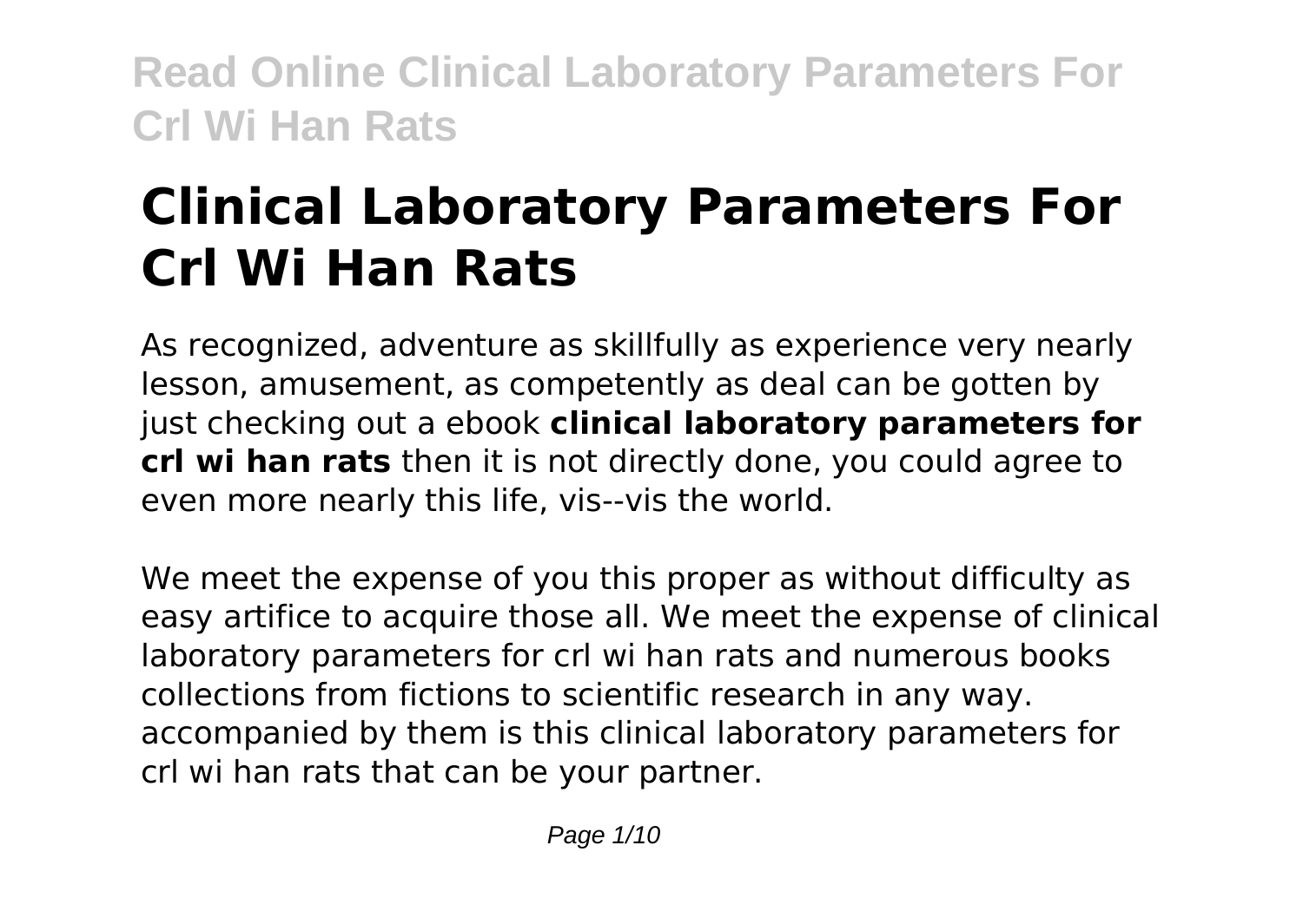# Clinical Laboratory Parameters For Crl Wi Han Rats

As recognized, adventure as skillfully as experience very nearly lesson, amusement, as competently as deal can be gotten by just checking out a ebook **clinical laboratory parameters for crl wi han rats** then it is not directly done, you could agree to even more nearly this life, vis--vis the world.

We meet the expense of you this proper as without difficulty as easy artifice to acquire those all. We meet the expense of clinical laboratory parameters for crl wi han rats and numerous books collections from fictions to scientific research in any way. accompanied by them is this clinical laboratory parameters for crl wi han rats that can be your partner.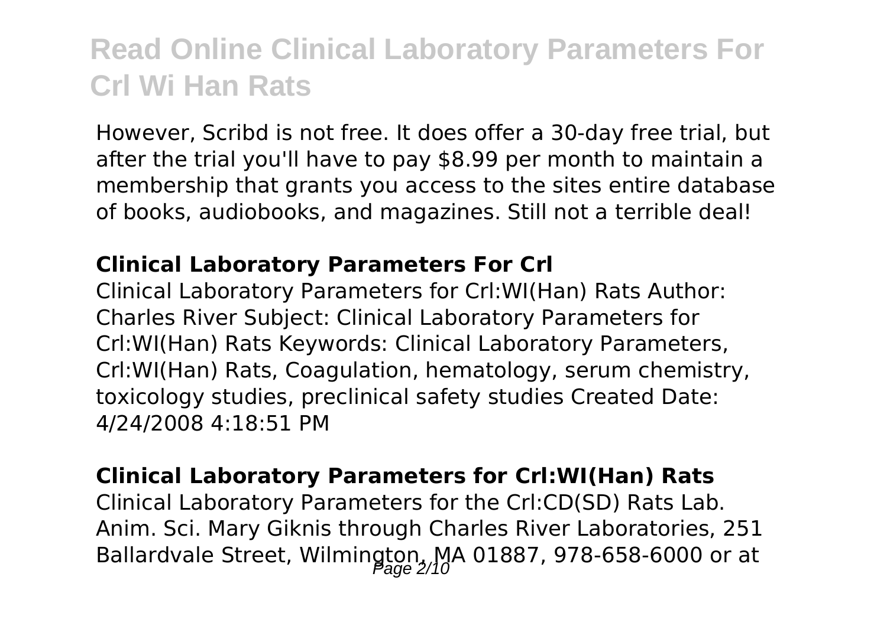However, Scribd is not free. It does offer a 30-day free trial, but after the trial you'll have to pay $8.99 per month to maintain a membership that grants you access to the sites entire database of books, audiobooks, and magazines. Still not a terrible deal!

### Clinical Laboratory Parameters For Crl

Clinical Laboratory Parameters for Crl:WI(Han) Rats Author: Charles River Subject: Clinical Laboratory Parameters for Crl:WI(Han) Rats Keywords: Clinical Laboratory Parameters, Crl:WI(Han) Rats, Coagulation, hematology, serum chemistry, toxicology studies, preclinical safety studies Created Date: 4/24/2008 4:18:51 PM

### Clinical Laboratory Parameters for Crl:WI(Han) Rats

Clinical Laboratory Parameters for the Crl:CD(SD) Rats Lab. Anim. Sci. Mary Giknis through Charles River Laboratories, 251 Ballardvale Street, Wilmington, MA 01887, 978-658-6000 or at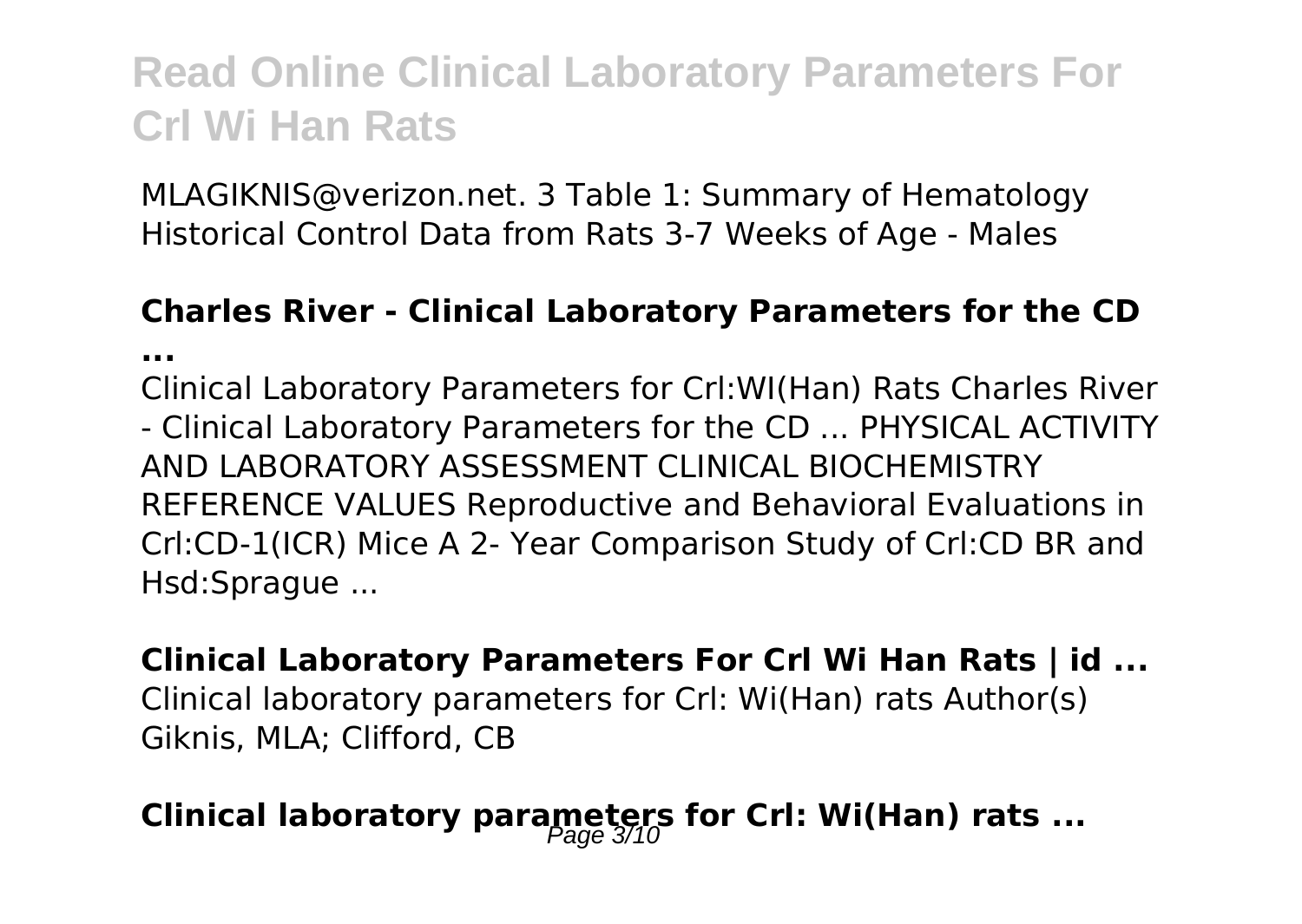MLAGIKNIS@verizon.net. 3 Table 1: Summary of Hematology Historical Control Data from Rats 3-7 Weeks of Age - Males

**Charles River - Clinical Laboratory Parameters for the CD ...**

Clinical Laboratory Parameters for Crl:WI(Han) Rats Charles River - Clinical Laboratory Parameters for the CD ... PHYSICAL ACTIVITY AND LABORATORY ASSESSMENT CLINICAL BIOCHEMISTRY REFERENCE VALUES Reproductive and Behavioral Evaluations in Crl:CD-1(ICR) Mice A 2- Year Comparison Study of Crl:CD BR and Hsd:Sprague ...

**Clinical Laboratory Parameters For Crl Wi Han Rats | id ...**

Clinical laboratory parameters for Crl: Wi(Han) rats Author(s) Giknis, MLA; Clifford, CB

## Clinical laboratory parameters for Crl: Wi(Han) rats ...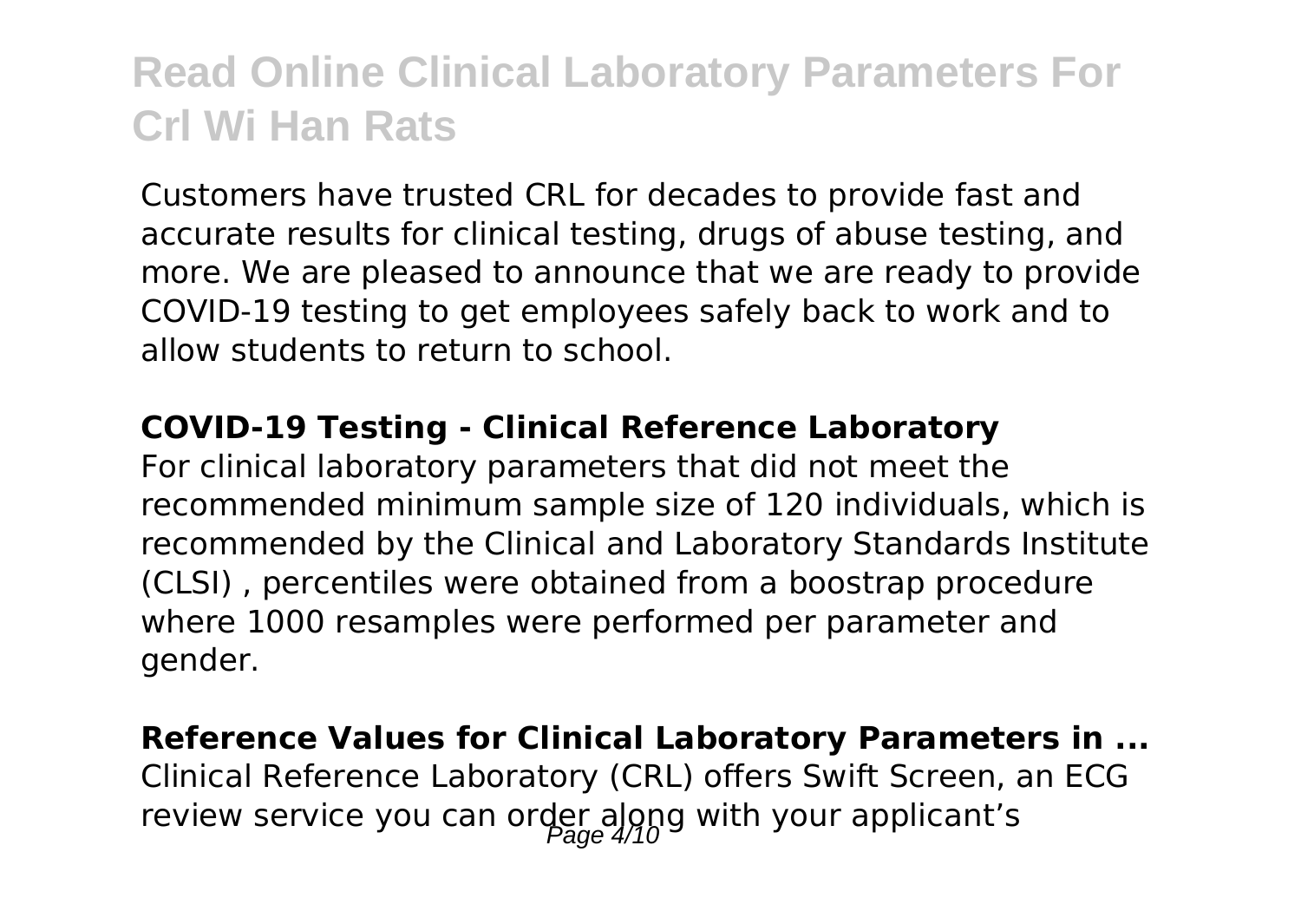Customers have trusted CRL for decades to provide fast and accurate results for clinical testing, drugs of abuse testing, and more. We are pleased to announce that we are ready to provide COVID-19 testing to get employees safely back to work and to allow students to return to school.

**COVID-19 Testing - Clinical Reference Laboratory**

For clinical laboratory parameters that did not meet the recommended minimum sample size of 120 individuals, which is recommended by the Clinical and Laboratory Standards Institute (CLSI) , percentiles were obtained from a boostrap procedure where 1000 resamples were performed per parameter and gender.

**Reference Values for Clinical Laboratory Parameters in ...**

Clinical Reference Laboratory (CRL) offers Swift Screen, an ECG review service you can order along with your applicant's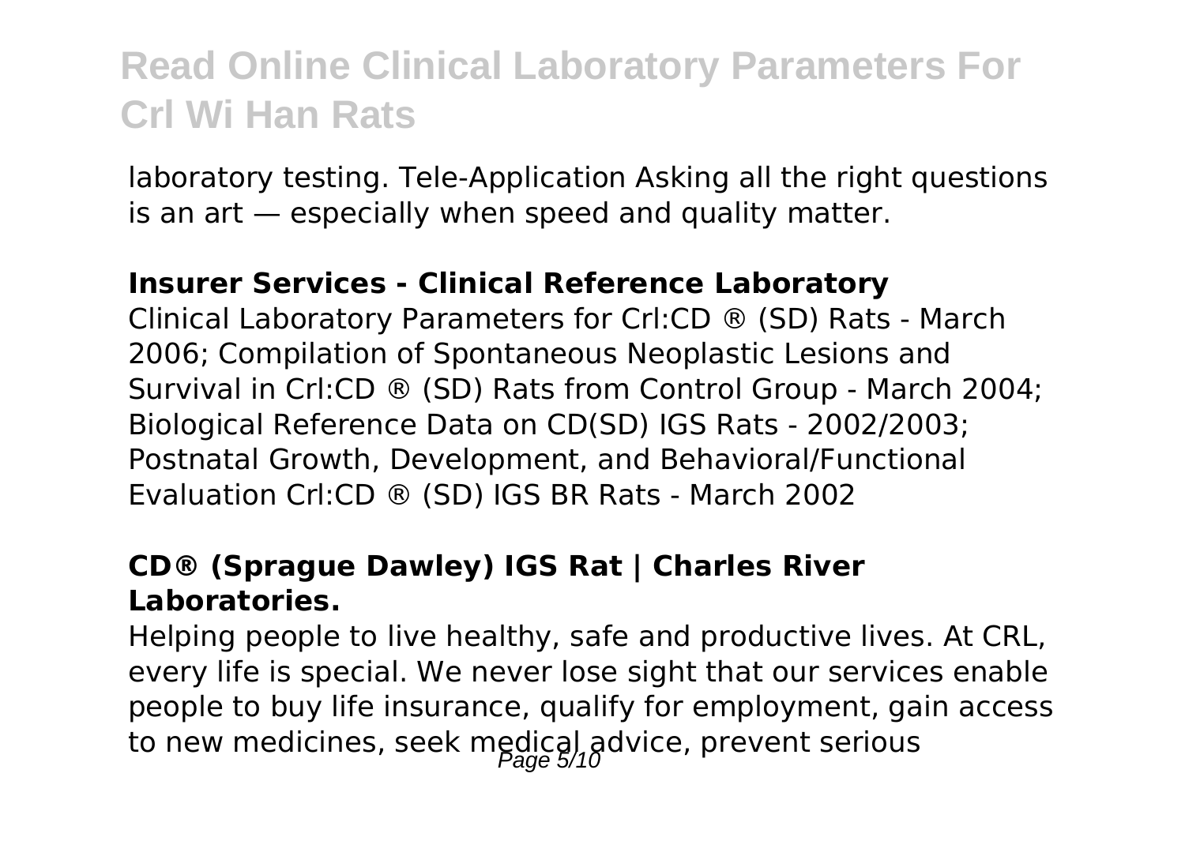laboratory testing. Tele-Application Asking all the right questions is an art — especially when speed and quality matter.

### Insurer Services - Clinical Reference Laboratory

Clinical Laboratory Parameters for Crl:CD ® (SD) Rats - March 2006; Compilation of Spontaneous Neoplastic Lesions and Survival in Crl:CD ® (SD) Rats from Control Group - March 2004; Biological Reference Data on CD(SD) IGS Rats - 2002/2003; Postnatal Growth, Development, and Behavioral/Functional Evaluation Crl:CD ® (SD) IGS BR Rats - March 2002

### CD® (Sprague Dawley) IGS Rat | Charles River Laboratories.

Helping people to live healthy, safe and productive lives. At CRL, every life is special. We never lose sight that our services enable people to buy life insurance, qualify for employment, gain access to new medicines, seek medical advice, prevent serious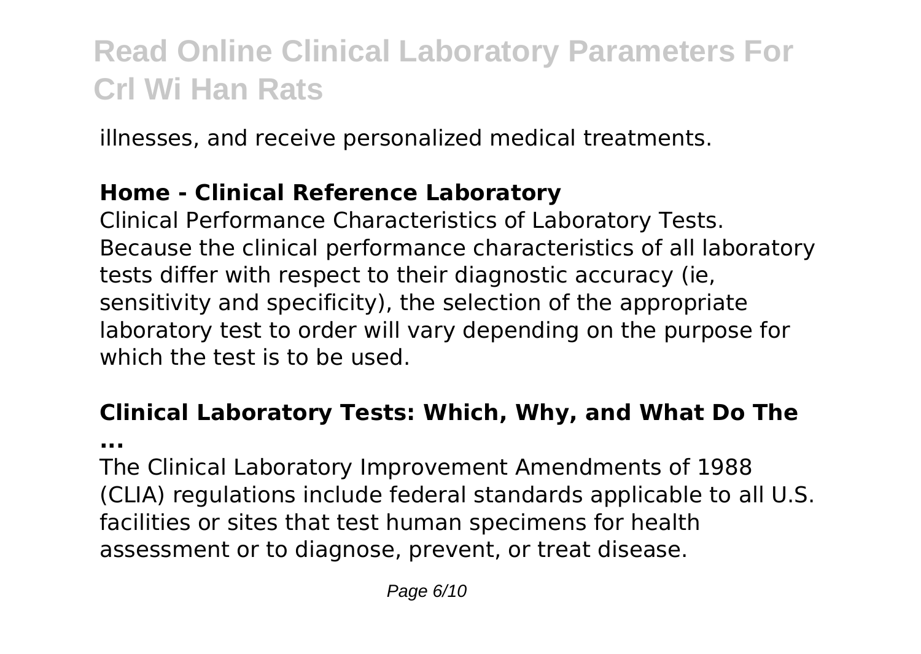illnesses, and receive personalized medical treatments.

### Home - Clinical Reference Laboratory

Clinical Performance Characteristics of Laboratory Tests. Because the clinical performance characteristics of all laboratory tests differ with respect to their diagnostic accuracy (ie, sensitivity and specificity), the selection of the appropriate laboratory test to order will vary depending on the purpose for which the test is to be used.

### Clinical Laboratory Tests: Which, Why, and What Do The ...

The Clinical Laboratory Improvement Amendments of 1988 (CLIA) regulations include federal standards applicable to all U.S. facilities or sites that test human specimens for health assessment or to diagnose, prevent, or treat disease.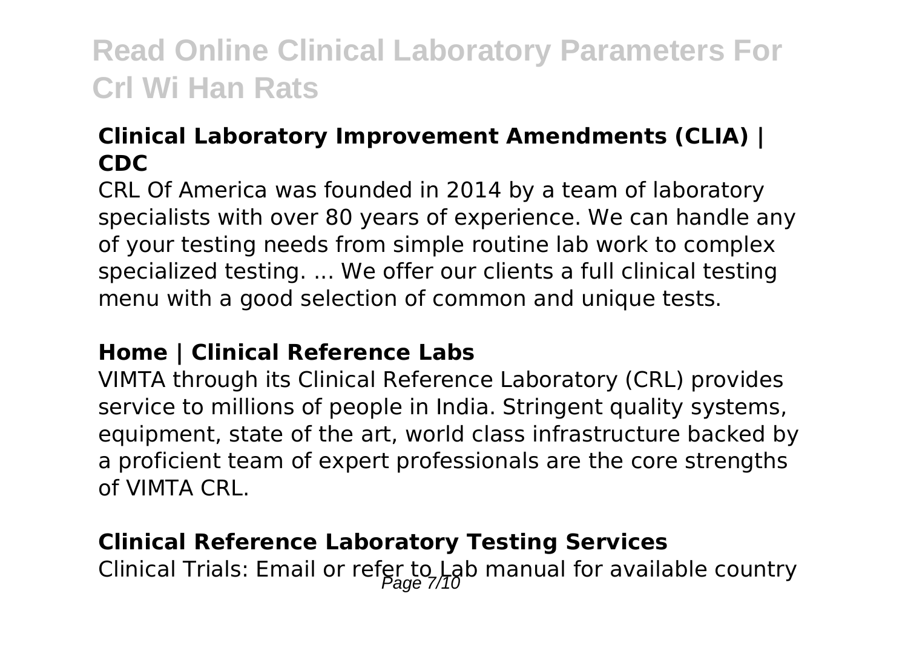## Clinical Laboratory Improvement Amendments (CLIA) | CDC

CRL Of America was founded in 2014 by a team of laboratory specialists with over 80 years of experience. We can handle any of your testing needs from simple routine lab work to complex specialized testing. ... We offer our clients a full clinical testing menu with a good selection of common and unique tests.

## Home | Clinical Reference Labs

VIMTA through its Clinical Reference Laboratory (CRL) provides service to millions of people in India. Stringent quality systems, equipment, state of the art, world class infrastructure backed by a proficient team of expert professionals are the core strengths of VIMTA CRL.

## Clinical Reference Laboratory Testing Services

Clinical Trials: Email or refer to Lab manual for available country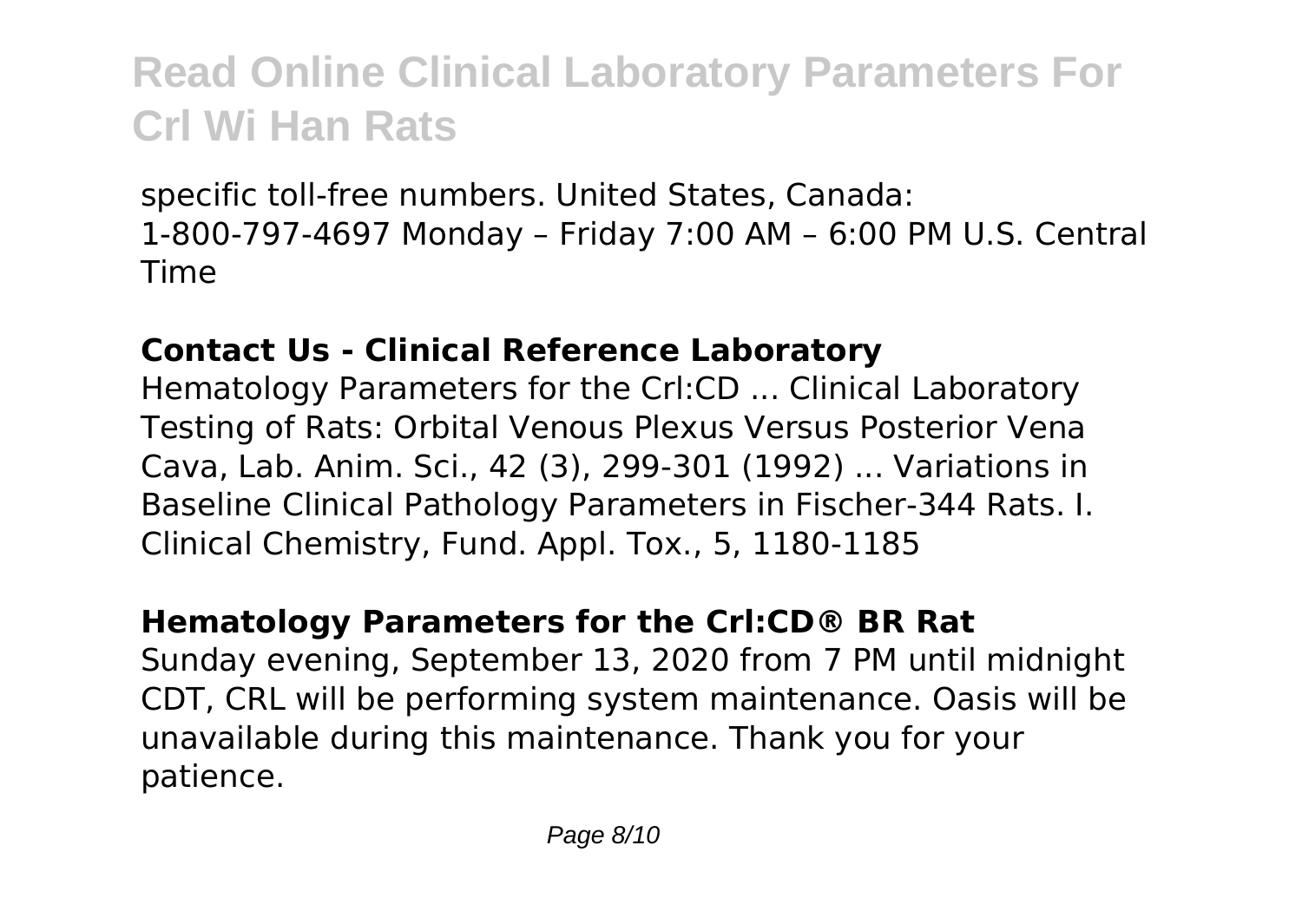specific toll-free numbers. United States, Canada: 1-800-797-4697 Monday – Friday 7:00 AM – 6:00 PM U.S. Central Time

**Contact Us - Clinical Reference Laboratory**

Hematology Parameters for the Crl:CD ... Clinical Laboratory Testing of Rats: Orbital Venous Plexus Versus Posterior Vena Cava, Lab. Anim. Sci., 42 (3), 299-301 (1992) ... Variations in Baseline Clinical Pathology Parameters in Fischer-344 Rats. I. Clinical Chemistry, Fund. Appl. Tox., 5, 1180-1185

**Hematology Parameters for the Crl:CD® BR Rat**

Sunday evening, September 13, 2020 from 7 PM until midnight CDT, CRL will be performing system maintenance. Oasis will be unavailable during this maintenance. Thank you for your patience.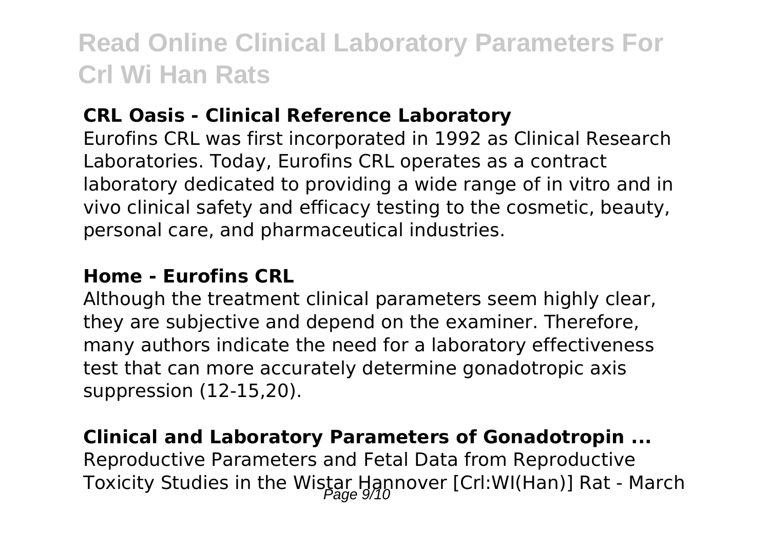**CRL Oasis - Clinical Reference Laboratory**

Eurofins CRL was first incorporated in 1992 as Clinical Research Laboratories. Today, Eurofins CRL operates as a contract laboratory dedicated to providing a wide range of in vitro and in vivo clinical safety and efficacy testing to the cosmetic, beauty, personal care, and pharmaceutical industries.

**Home - Eurofins CRL**

Although the treatment clinical parameters seem highly clear, they are subjective and depend on the examiner. Therefore, many authors indicate the need for a laboratory effectiveness test that can more accurately determine gonadotropic axis suppression (12-15,20).

**Clinical and Laboratory Parameters of Gonadotropin ...**

Reproductive Parameters and Fetal Data from Reproductive Toxicity Studies in the Wistar Hannover [Crl:WI(Han)] Rat - March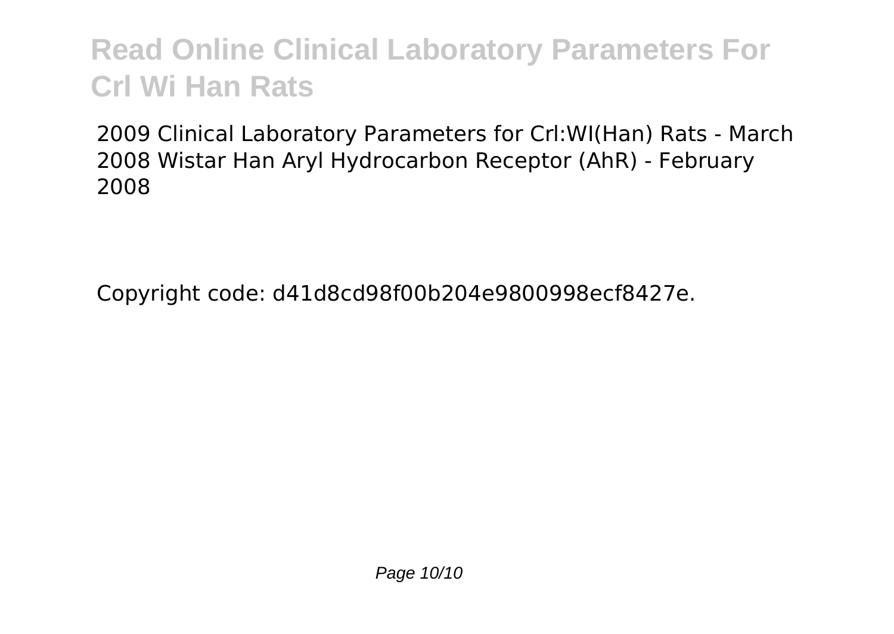2009 Clinical Laboratory Parameters for Crl:WI(Han) Rats - March 2008 Wistar Han Aryl Hydrocarbon Receptor (AhR) - February 2008

Copyright code: d41d8cd98f00b204e9800998ecf8427e.